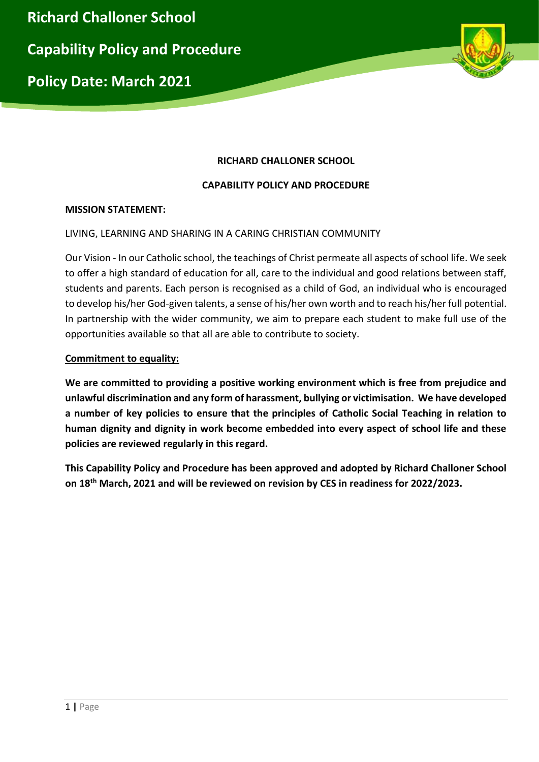# Richard Challoner School

# Capability Policy and Procedure

# Policy Date: March 2021

**RICHARD CHALLONER SCHOOL**

**CAPABILITY POLICY AND PROCEDURE**

**MISSION STATEMENT:**

LIVING, LEARNING AND SHARING IN A CARING CHRISTIAN COMMUNITY

Our Vision - In our Catholic school, the teachings of Christ permeate all aspects of school life. We seek to offer a high standard of education for all, care to the individual and good relations between staff, students and parents. Each person is recognised as a child of God, an individual who is encouraged to develop his/her God-given talents, a sense of his/her own worth and to reach his/her full potential. In partnership with the wider community, we aim to prepare each student to make full use of the opportunities available so that all are able to contribute to society.

**Commitment to equality:**

**We are committed to providing a positive working environment which is free from prejudice and unlawful discrimination and any form of harassment, bullying or victimisation. We have developed a number of key policies to ensure that the principles of Catholic Social Teaching in relation to human dignity and dignity in work become embedded into every aspect of school life and these policies are reviewed regularly in this regard.**

**This Capability Policy and Procedure has been approved and adopted by Richard Challoner School on 18th March, 2021 and will be reviewed on revision by CES in readiness for 2022/2023.**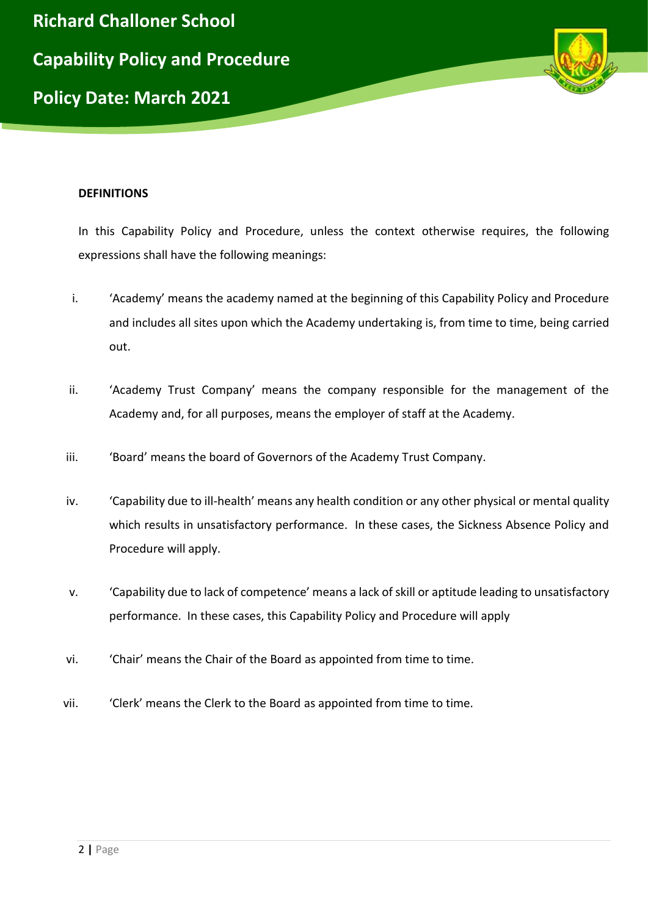**DEFINITIONS**

In this Capability Policy and Procedure, unless the context otherwise requires, the following expressions shall have the following meanings:

i. 'Academy' means the academy named at the beginning of this Capability Policy and Procedure and includes all sites upon which the Academy undertaking is, from time to time, being carried out.

ii. 'Academy Trust Company' means the company responsible for the management of the Academy and, for all purposes, means the employer of staff at the Academy.

iii. 'Board' means the board of Governors of the Academy Trust Company.

iv. 'Capability due to ill-health' means any health condition or any other physical or mental quality which results in unsatisfactory performance. In these cases, the Sickness Absence Policy and Procedure will apply.

v. 'Capability due to lack of competence' means a lack of skill or aptitude leading to unsatisfactory performance. In these cases, this Capability Policy and Procedure will apply

vi. 'Chair' means the Chair of the Board as appointed from time to time.

vii. 'Clerk' means the Clerk to the Board as appointed from time to time.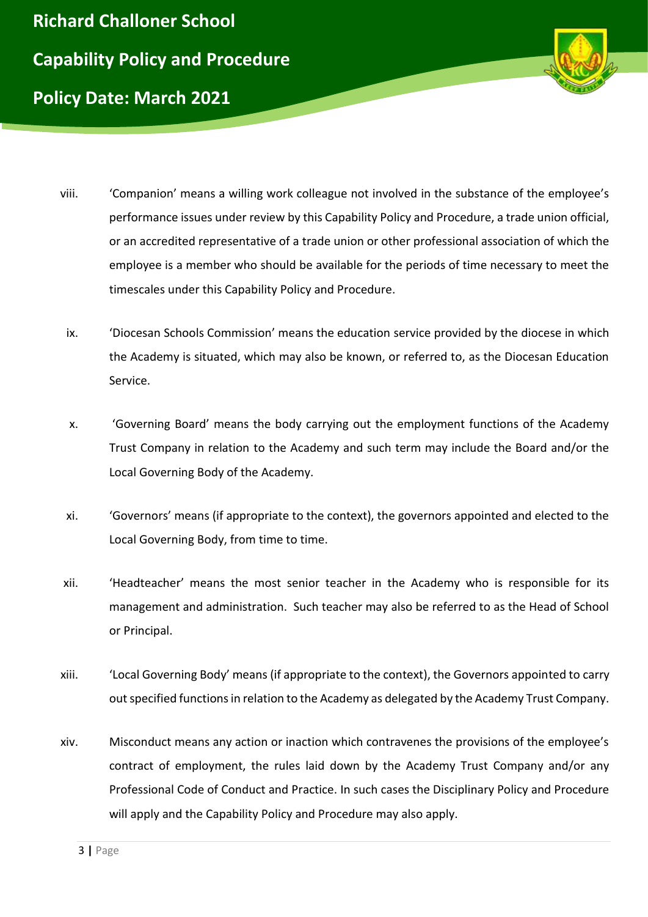viii. 'Companion' means a willing work colleague not involved in the substance of the employee's performance issues under review by this Capability Policy and Procedure, a trade union official, or an accredited representative of a trade union or other professional association of which the employee is a member who should be available for the periods of time necessary to meet the timescales under this Capability Policy and Procedure.

ix. 'Diocesan Schools Commission' means the education service provided by the diocese in which the Academy is situated, which may also be known, or referred to, as the Diocesan Education Service.

x. 'Governing Board' means the body carrying out the employment functions of the Academy Trust Company in relation to the Academy and such term may include the Board and/or the Local Governing Body of the Academy.

xi. 'Governors' means (if appropriate to the context), the governors appointed and elected to the Local Governing Body, from time to time.

xii. 'Headteacher' means the most senior teacher in the Academy who is responsible for its management and administration. Such teacher may also be referred to as the Head of School or Principal.

xiii. 'Local Governing Body' means (if appropriate to the context), the Governors appointed to carry out specified functions in relation to the Academy as delegated by the Academy Trust Company.

xiv. Misconduct means any action or inaction which contravenes the provisions of the employee's contract of employment, the rules laid down by the Academy Trust Company and/or any Professional Code of Conduct and Practice. In such cases the Disciplinary Policy and Procedure will apply and the Capability Policy and Procedure may also apply.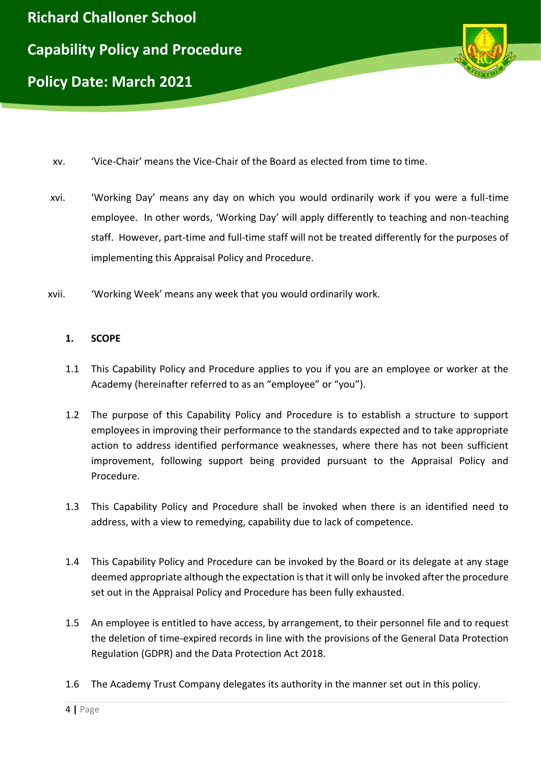xv. 'Vice-Chair' means the Vice-Chair of the Board as elected from time to time.

xvi. 'Working Day' means any day on which you would ordinarily work if you were a full-time employee. In other words, 'Working Day' will apply differently to teaching and non-teaching staff. However, part-time and full-time staff will not be treated differently for the purposes of implementing this Appraisal Policy and Procedure.

xvii. 'Working Week' means any week that you would ordinarily work.

## 1. SCOPE

1.1 This Capability Policy and Procedure applies to you if you are an employee or worker at the Academy (hereinafter referred to as an "employee" or "you").

1.2 The purpose of this Capability Policy and Procedure is to establish a structure to support employees in improving their performance to the standards expected and to take appropriate action to address identified performance weaknesses, where there has not been sufficient improvement, following support being provided pursuant to the Appraisal Policy and Procedure.

1.3 This Capability Policy and Procedure shall be invoked when there is an identified need to address, with a view to remedying, capability due to lack of competence.

1.4 This Capability Policy and Procedure can be invoked by the Board or its delegate at any stage deemed appropriate although the expectation is that it will only be invoked after the procedure set out in the Appraisal Policy and Procedure has been fully exhausted.

1.5 An employee is entitled to have access, by arrangement, to their personnel file and to request the deletion of time-expired records in line with the provisions of the General Data Protection Regulation (GDPR) and the Data Protection Act 2018.

1.6 The Academy Trust Company delegates its authority in the manner set out in this policy.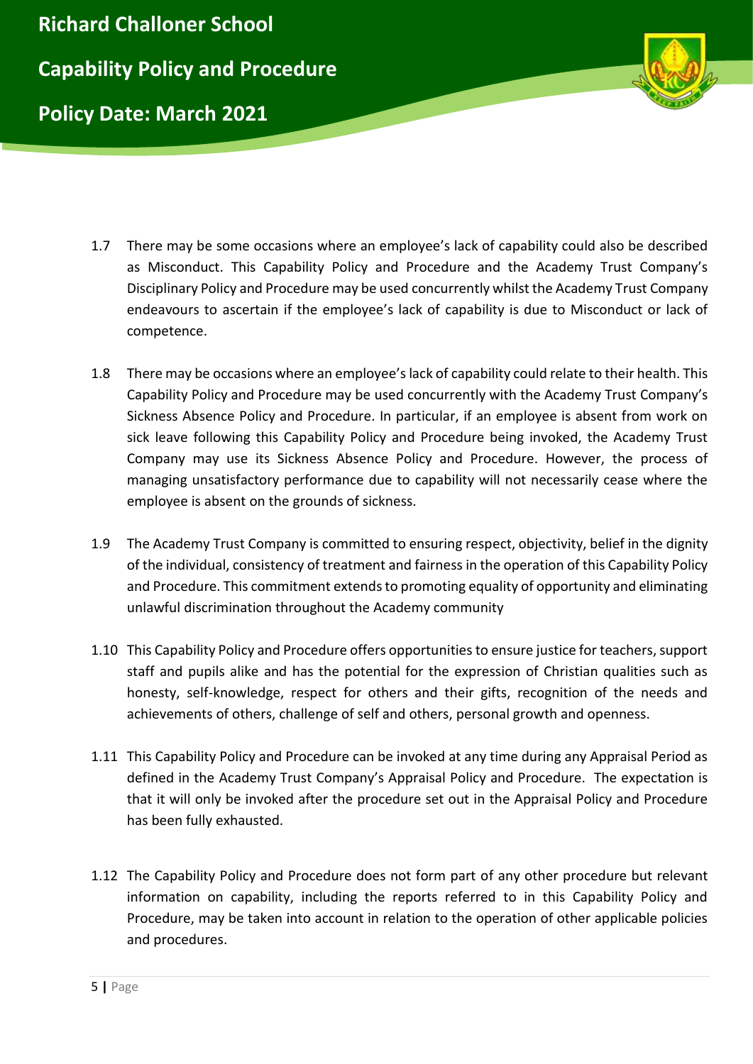1.7 There may be some occasions where an employee's lack of capability could also be described as Misconduct. This Capability Policy and Procedure and the Academy Trust Company's Disciplinary Policy and Procedure may be used concurrently whilst the Academy Trust Company endeavours to ascertain if the employee's lack of capability is due to Misconduct or lack of competence.

1.8 There may be occasions where an employee's lack of capability could relate to their health. This Capability Policy and Procedure may be used concurrently with the Academy Trust Company's Sickness Absence Policy and Procedure. In particular, if an employee is absent from work on sick leave following this Capability Policy and Procedure being invoked, the Academy Trust Company may use its Sickness Absence Policy and Procedure. However, the process of managing unsatisfactory performance due to capability will not necessarily cease where the employee is absent on the grounds of sickness.

1.9 The Academy Trust Company is committed to ensuring respect, objectivity, belief in the dignity of the individual, consistency of treatment and fairness in the operation of this Capability Policy and Procedure. This commitment extends to promoting equality of opportunity and eliminating unlawful discrimination throughout the Academy community

1.10 This Capability Policy and Procedure offers opportunities to ensure justice for teachers, support staff and pupils alike and has the potential for the expression of Christian qualities such as honesty, self-knowledge, respect for others and their gifts, recognition of the needs and achievements of others, challenge of self and others, personal growth and openness.

1.11 This Capability Policy and Procedure can be invoked at any time during any Appraisal Period as defined in the Academy Trust Company's Appraisal Policy and Procedure. The expectation is that it will only be invoked after the procedure set out in the Appraisal Policy and Procedure has been fully exhausted.

1.12 The Capability Policy and Procedure does not form part of any other procedure but relevant information on capability, including the reports referred to in this Capability Policy and Procedure, may be taken into account in relation to the operation of other applicable policies and procedures.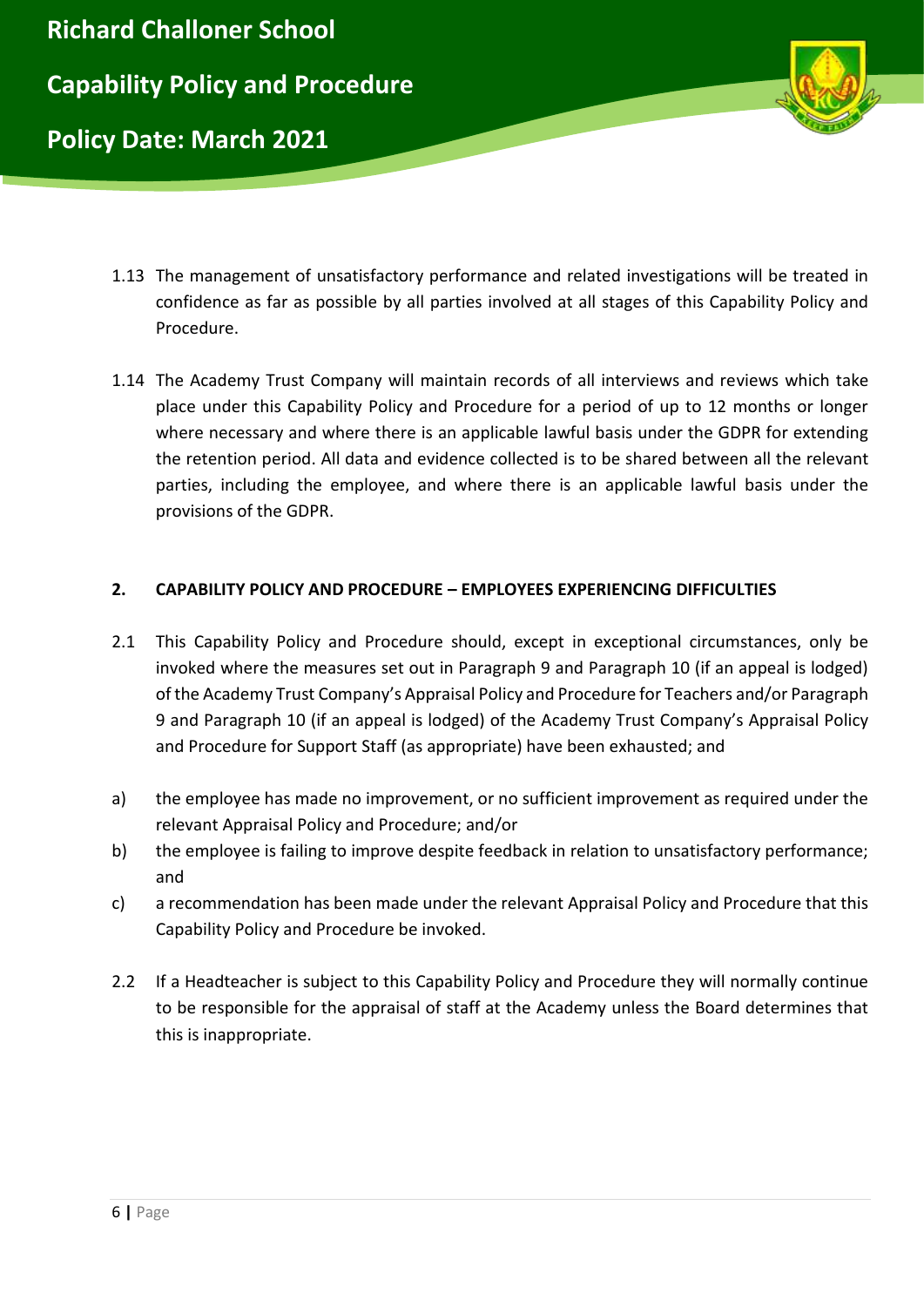1.13 The management of unsatisfactory performance and related investigations will be treated in confidence as far as possible by all parties involved at all stages of this Capability Policy and Procedure.

1.14 The Academy Trust Company will maintain records of all interviews and reviews which take place under this Capability Policy and Procedure for a period of up to 12 months or longer where necessary and where there is an applicable lawful basis under the GDPR for extending the retention period. All data and evidence collected is to be shared between all the relevant parties, including the employee, and where there is an applicable lawful basis under the provisions of the GDPR.

## 2. CAPABILITY POLICY AND PROCEDURE – EMPLOYEES EXPERIENCING DIFFICULTIES

2.1 This Capability Policy and Procedure should, except in exceptional circumstances, only be invoked where the measures set out in Paragraph 9 and Paragraph 10 (if an appeal is lodged) of the Academy Trust Company's Appraisal Policy and Procedure for Teachers and/or Paragraph 9 and Paragraph 10 (if an appeal is lodged) of the Academy Trust Company's Appraisal Policy and Procedure for Support Staff (as appropriate) have been exhausted; and

a) the employee has made no improvement, or no sufficient improvement as required under the relevant Appraisal Policy and Procedure; and/or

b) the employee is failing to improve despite feedback in relation to unsatisfactory performance; and

c) a recommendation has been made under the relevant Appraisal Policy and Procedure that this Capability Policy and Procedure be invoked.

2.2 If a Headteacher is subject to this Capability Policy and Procedure they will normally continue to be responsible for the appraisal of staff at the Academy unless the Board determines that this is inappropriate.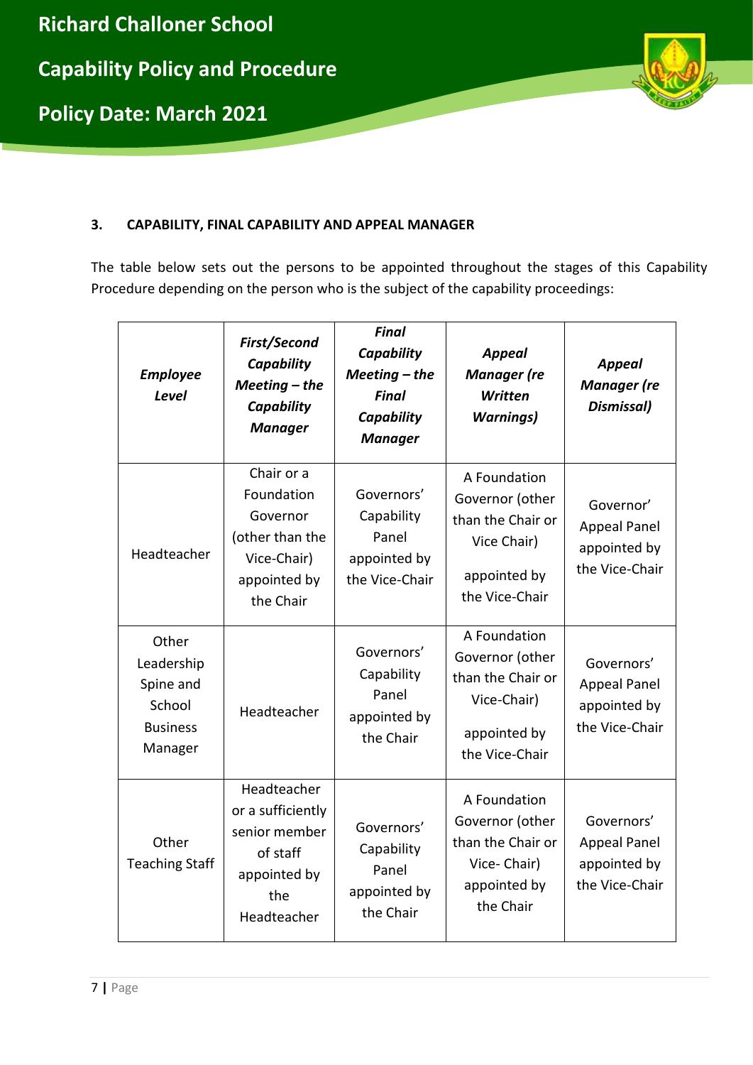## 3. CAPABILITY, FINAL CAPABILITY AND APPEAL MANAGER

The table below sets out the persons to be appointed throughout the stages of this Capability Procedure depending on the person who is the subject of the capability proceedings:

| ***Employee Level*** | ***First/Second Capability Meeting – the Capability Manager*** | ***Final Capability Meeting – the Final Capability Manager*** | ***Appeal Manager (re Written Warnings)*** | ***Appeal Manager (re Dismissal)*** |
|---|---|---|---|---|
| Headteacher | Chair or a Foundation Governor (other than the Vice-Chair) appointed by the Chair | Governors' Capability Panel appointed by the Vice-Chair | A Foundation Governor (other than the Chair or Vice Chair) appointed by the Vice-Chair | Governor' Appeal Panel appointed by the Vice-Chair |
| Other Leadership Spine and School Business Manager | Headteacher | Governors' Capability Panel appointed by the Chair | A Foundation Governor (other than the Chair or Vice-Chair) appointed by the Vice-Chair | Governors' Appeal Panel appointed by the Vice-Chair |
| Other Teaching Staff | Headteacher or a sufficiently senior member of staff appointed by the Headteacher | Governors' Capability Panel appointed by the Chair | A Foundation Governor (other than the Chair or Vice- Chair) appointed by the Chair | Governors' Appeal Panel appointed by the Vice-Chair |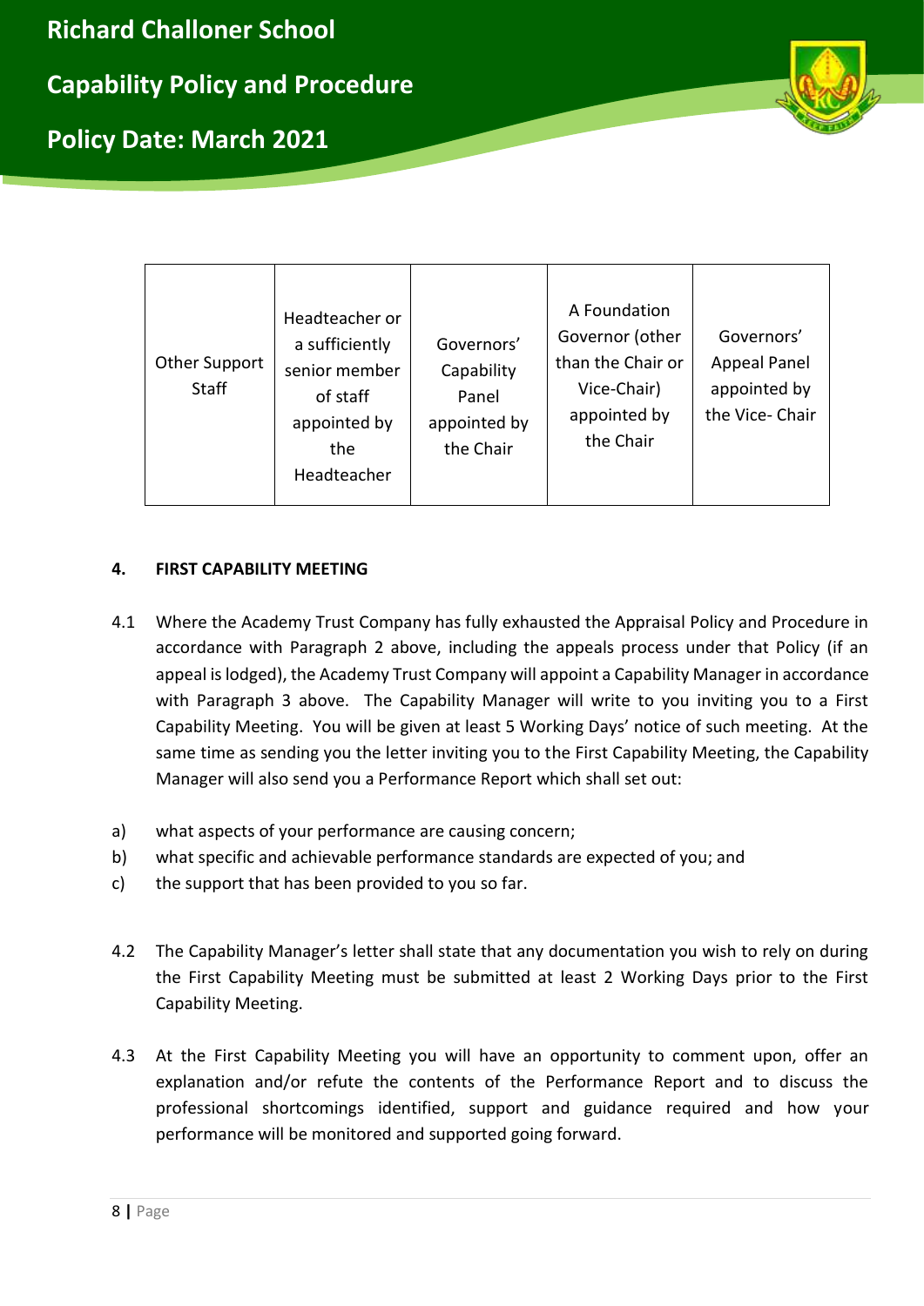| Other Support Staff | Headteacher or a sufficiently senior member of staff appointed by the Headteacher | Governors' Capability Panel appointed by the Chair | A Foundation Governor (other than the Chair or Vice-Chair) appointed by the Chair | Governors' Appeal Panel appointed by the Vice- Chair |
|---|---|---|---|---|

## 4. FIRST CAPABILITY MEETING

4.1 Where the Academy Trust Company has fully exhausted the Appraisal Policy and Procedure in accordance with Paragraph 2 above, including the appeals process under that Policy (if an appeal is lodged), the Academy Trust Company will appoint a Capability Manager in accordance with Paragraph 3 above. The Capability Manager will write to you inviting you to a First Capability Meeting. You will be given at least 5 Working Days' notice of such meeting. At the same time as sending you the letter inviting you to the First Capability Meeting, the Capability Manager will also send you a Performance Report which shall set out:

a) what aspects of your performance are causing concern;

b) what specific and achievable performance standards are expected of you; and

c) the support that has been provided to you so far.

4.2 The Capability Manager's letter shall state that any documentation you wish to rely on during the First Capability Meeting must be submitted at least 2 Working Days prior to the First Capability Meeting.

4.3 At the First Capability Meeting you will have an opportunity to comment upon, offer an explanation and/or refute the contents of the Performance Report and to discuss the professional shortcomings identified, support and guidance required and how your performance will be monitored and supported going forward.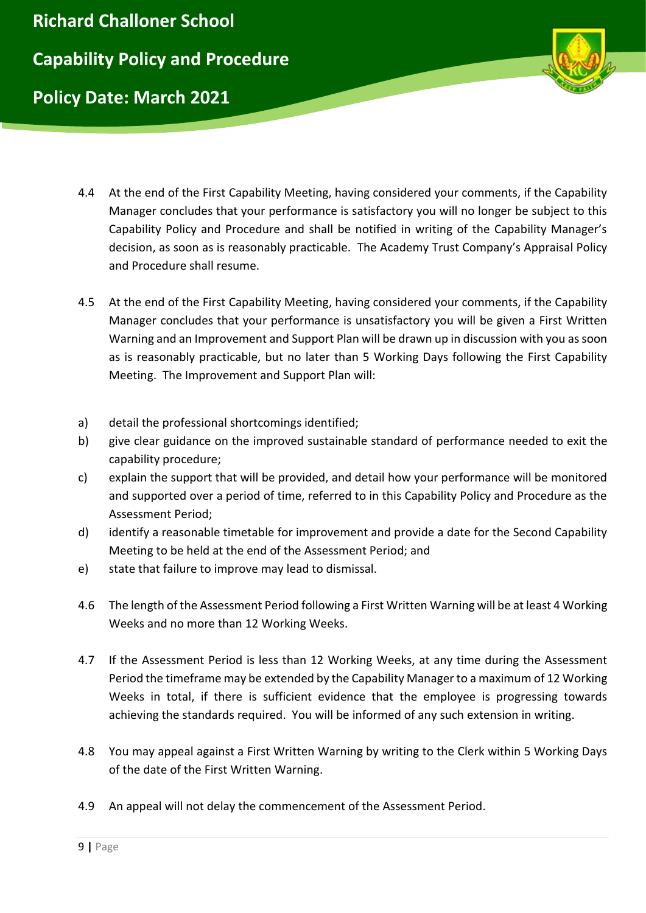4.4 At the end of the First Capability Meeting, having considered your comments, if the Capability Manager concludes that your performance is satisfactory you will no longer be subject to this Capability Policy and Procedure and shall be notified in writing of the Capability Manager's decision, as soon as is reasonably practicable. The Academy Trust Company's Appraisal Policy and Procedure shall resume.

4.5 At the end of the First Capability Meeting, having considered your comments, if the Capability Manager concludes that your performance is unsatisfactory you will be given a First Written Warning and an Improvement and Support Plan will be drawn up in discussion with you as soon as is reasonably practicable, but no later than 5 Working Days following the First Capability Meeting. The Improvement and Support Plan will:

a) detail the professional shortcomings identified;
b) give clear guidance on the improved sustainable standard of performance needed to exit the capability procedure;
c) explain the support that will be provided, and detail how your performance will be monitored and supported over a period of time, referred to in this Capability Policy and Procedure as the Assessment Period;
d) identify a reasonable timetable for improvement and provide a date for the Second Capability Meeting to be held at the end of the Assessment Period; and
e) state that failure to improve may lead to dismissal.

4.6 The length of the Assessment Period following a First Written Warning will be at least 4 Working Weeks and no more than 12 Working Weeks.

4.7 If the Assessment Period is less than 12 Working Weeks, at any time during the Assessment Period the timeframe may be extended by the Capability Manager to a maximum of 12 Working Weeks in total, if there is sufficient evidence that the employee is progressing towards achieving the standards required. You will be informed of any such extension in writing.

4.8 You may appeal against a First Written Warning by writing to the Clerk within 5 Working Days of the date of the First Written Warning.

4.9 An appeal will not delay the commencement of the Assessment Period.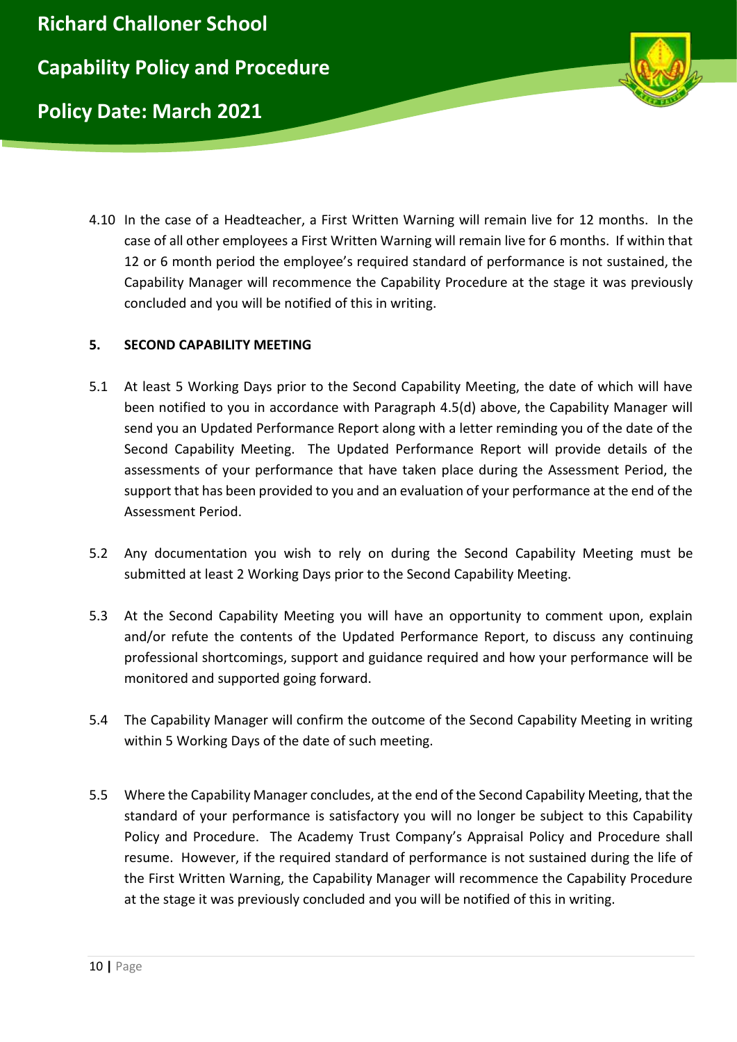4.10 In the case of a Headteacher, a First Written Warning will remain live for 12 months. In the case of all other employees a First Written Warning will remain live for 6 months. If within that 12 or 6 month period the employee's required standard of performance is not sustained, the Capability Manager will recommence the Capability Procedure at the stage it was previously concluded and you will be notified of this in writing.

## 5. SECOND CAPABILITY MEETING

5.1 At least 5 Working Days prior to the Second Capability Meeting, the date of which will have been notified to you in accordance with Paragraph 4.5(d) above, the Capability Manager will send you an Updated Performance Report along with a letter reminding you of the date of the Second Capability Meeting. The Updated Performance Report will provide details of the assessments of your performance that have taken place during the Assessment Period, the support that has been provided to you and an evaluation of your performance at the end of the Assessment Period.

5.2 Any documentation you wish to rely on during the Second Capability Meeting must be submitted at least 2 Working Days prior to the Second Capability Meeting.

5.3 At the Second Capability Meeting you will have an opportunity to comment upon, explain and/or refute the contents of the Updated Performance Report, to discuss any continuing professional shortcomings, support and guidance required and how your performance will be monitored and supported going forward.

5.4 The Capability Manager will confirm the outcome of the Second Capability Meeting in writing within 5 Working Days of the date of such meeting.

5.5 Where the Capability Manager concludes, at the end of the Second Capability Meeting, that the standard of your performance is satisfactory you will no longer be subject to this Capability Policy and Procedure. The Academy Trust Company's Appraisal Policy and Procedure shall resume. However, if the required standard of performance is not sustained during the life of the First Written Warning, the Capability Manager will recommence the Capability Procedure at the stage it was previously concluded and you will be notified of this in writing.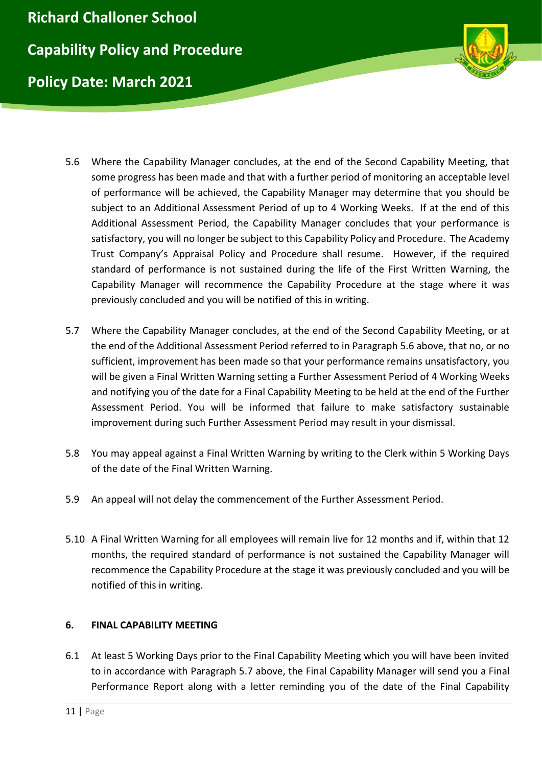5.6 Where the Capability Manager concludes, at the end of the Second Capability Meeting, that some progress has been made and that with a further period of monitoring an acceptable level of performance will be achieved, the Capability Manager may determine that you should be subject to an Additional Assessment Period of up to 4 Working Weeks. If at the end of this Additional Assessment Period, the Capability Manager concludes that your performance is satisfactory, you will no longer be subject to this Capability Policy and Procedure. The Academy Trust Company's Appraisal Policy and Procedure shall resume. However, if the required standard of performance is not sustained during the life of the First Written Warning, the Capability Manager will recommence the Capability Procedure at the stage where it was previously concluded and you will be notified of this in writing.

5.7 Where the Capability Manager concludes, at the end of the Second Capability Meeting, or at the end of the Additional Assessment Period referred to in Paragraph 5.6 above, that no, or no sufficient, improvement has been made so that your performance remains unsatisfactory, you will be given a Final Written Warning setting a Further Assessment Period of 4 Working Weeks and notifying you of the date for a Final Capability Meeting to be held at the end of the Further Assessment Period. You will be informed that failure to make satisfactory sustainable improvement during such Further Assessment Period may result in your dismissal.

5.8 You may appeal against a Final Written Warning by writing to the Clerk within 5 Working Days of the date of the Final Written Warning.

5.9 An appeal will not delay the commencement of the Further Assessment Period.

5.10 A Final Written Warning for all employees will remain live for 12 months and if, within that 12 months, the required standard of performance is not sustained the Capability Manager will recommence the Capability Procedure at the stage it was previously concluded and you will be notified of this in writing.

## 6. FINAL CAPABILITY MEETING

6.1 At least 5 Working Days prior to the Final Capability Meeting which you will have been invited to in accordance with Paragraph 5.7 above, the Final Capability Manager will send you a Final Performance Report along with a letter reminding you of the date of the Final Capability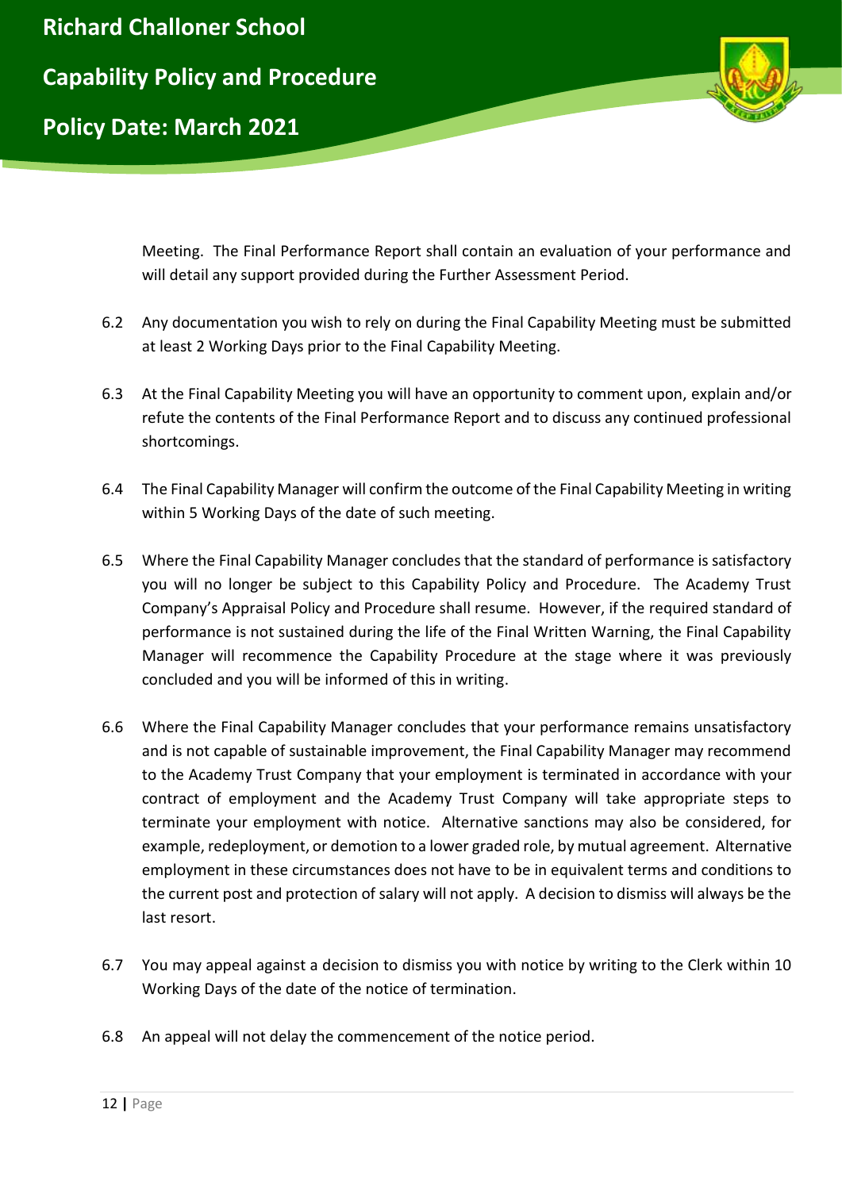Meeting. The Final Performance Report shall contain an evaluation of your performance and will detail any support provided during the Further Assessment Period.

6.2 Any documentation you wish to rely on during the Final Capability Meeting must be submitted at least 2 Working Days prior to the Final Capability Meeting.

6.3 At the Final Capability Meeting you will have an opportunity to comment upon, explain and/or refute the contents of the Final Performance Report and to discuss any continued professional shortcomings.

6.4 The Final Capability Manager will confirm the outcome of the Final Capability Meeting in writing within 5 Working Days of the date of such meeting.

6.5 Where the Final Capability Manager concludes that the standard of performance is satisfactory you will no longer be subject to this Capability Policy and Procedure. The Academy Trust Company's Appraisal Policy and Procedure shall resume. However, if the required standard of performance is not sustained during the life of the Final Written Warning, the Final Capability Manager will recommence the Capability Procedure at the stage where it was previously concluded and you will be informed of this in writing.

6.6 Where the Final Capability Manager concludes that your performance remains unsatisfactory and is not capable of sustainable improvement, the Final Capability Manager may recommend to the Academy Trust Company that your employment is terminated in accordance with your contract of employment and the Academy Trust Company will take appropriate steps to terminate your employment with notice. Alternative sanctions may also be considered, for example, redeployment, or demotion to a lower graded role, by mutual agreement. Alternative employment in these circumstances does not have to be in equivalent terms and conditions to the current post and protection of salary will not apply. A decision to dismiss will always be the last resort.

6.7 You may appeal against a decision to dismiss you with notice by writing to the Clerk within 10 Working Days of the date of the notice of termination.

6.8 An appeal will not delay the commencement of the notice period.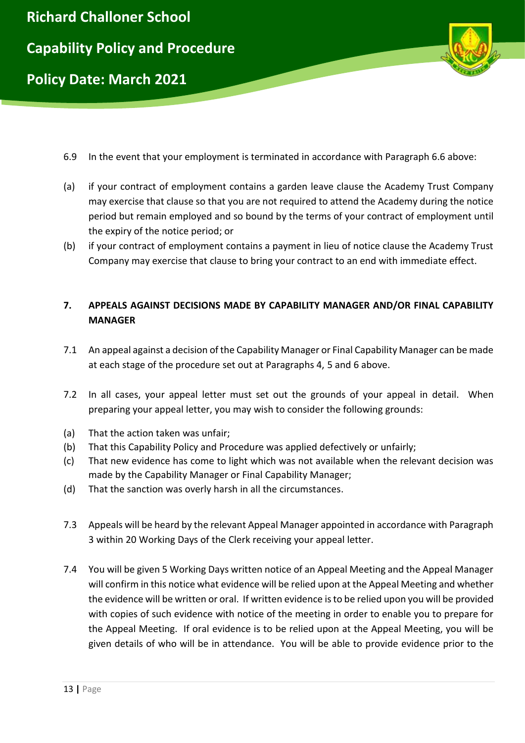6.9 In the event that your employment is terminated in accordance with Paragraph 6.6 above:

(a) if your contract of employment contains a garden leave clause the Academy Trust Company may exercise that clause so that you are not required to attend the Academy during the notice period but remain employed and so bound by the terms of your contract of employment until the expiry of the notice period; or

(b) if your contract of employment contains a payment in lieu of notice clause the Academy Trust Company may exercise that clause to bring your contract to an end with immediate effect.

## 7. APPEALS AGAINST DECISIONS MADE BY CAPABILITY MANAGER AND/OR FINAL CAPABILITY MANAGER

7.1 An appeal against a decision of the Capability Manager or Final Capability Manager can be made at each stage of the procedure set out at Paragraphs 4, 5 and 6 above.

7.2 In all cases, your appeal letter must set out the grounds of your appeal in detail. When preparing your appeal letter, you may wish to consider the following grounds:

(a) That the action taken was unfair;
(b) That this Capability Policy and Procedure was applied defectively or unfairly;
(c) That new evidence has come to light which was not available when the relevant decision was made by the Capability Manager or Final Capability Manager;
(d) That the sanction was overly harsh in all the circumstances.

7.3 Appeals will be heard by the relevant Appeal Manager appointed in accordance with Paragraph 3 within 20 Working Days of the Clerk receiving your appeal letter.

7.4 You will be given 5 Working Days written notice of an Appeal Meeting and the Appeal Manager will confirm in this notice what evidence will be relied upon at the Appeal Meeting and whether the evidence will be written or oral. If written evidence is to be relied upon you will be provided with copies of such evidence with notice of the meeting in order to enable you to prepare for the Appeal Meeting. If oral evidence is to be relied upon at the Appeal Meeting, you will be given details of who will be in attendance. You will be able to provide evidence prior to the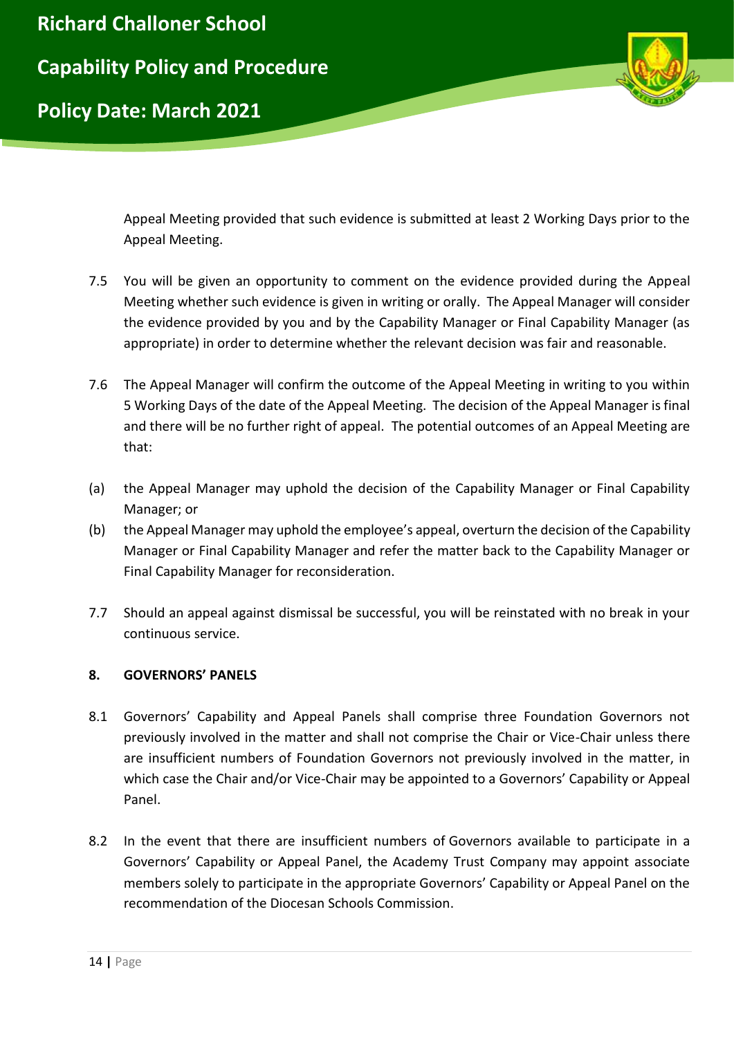Appeal Meeting provided that such evidence is submitted at least 2 Working Days prior to the Appeal Meeting.

7.5 You will be given an opportunity to comment on the evidence provided during the Appeal Meeting whether such evidence is given in writing or orally. The Appeal Manager will consider the evidence provided by you and by the Capability Manager or Final Capability Manager (as appropriate) in order to determine whether the relevant decision was fair and reasonable.

7.6 The Appeal Manager will confirm the outcome of the Appeal Meeting in writing to you within 5 Working Days of the date of the Appeal Meeting. The decision of the Appeal Manager is final and there will be no further right of appeal. The potential outcomes of an Appeal Meeting are that:

(a) the Appeal Manager may uphold the decision of the Capability Manager or Final Capability Manager; or

(b) the Appeal Manager may uphold the employee's appeal, overturn the decision of the Capability Manager or Final Capability Manager and refer the matter back to the Capability Manager or Final Capability Manager for reconsideration.

7.7 Should an appeal against dismissal be successful, you will be reinstated with no break in your continuous service.

## 8. GOVERNORS' PANELS

8.1 Governors' Capability and Appeal Panels shall comprise three Foundation Governors not previously involved in the matter and shall not comprise the Chair or Vice-Chair unless there are insufficient numbers of Foundation Governors not previously involved in the matter, in which case the Chair and/or Vice-Chair may be appointed to a Governors' Capability or Appeal Panel.

8.2 In the event that there are insufficient numbers of Governors available to participate in a Governors' Capability or Appeal Panel, the Academy Trust Company may appoint associate members solely to participate in the appropriate Governors' Capability or Appeal Panel on the recommendation of the Diocesan Schools Commission.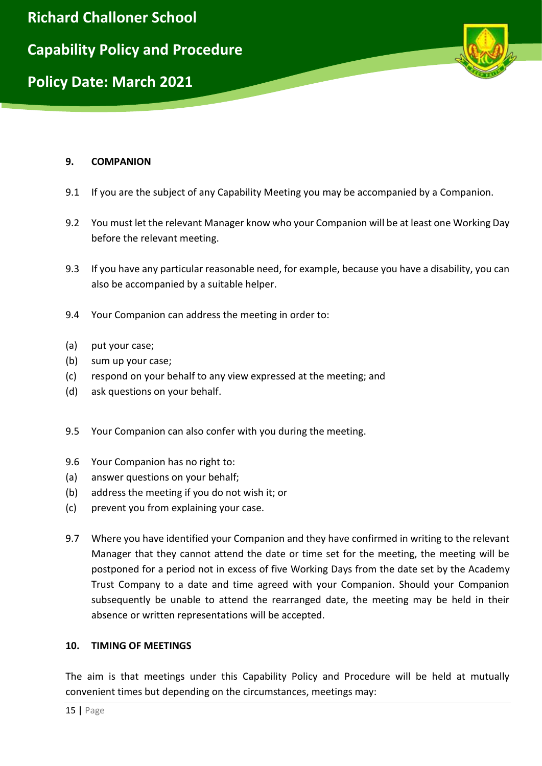## 9. COMPANION

9.1 If you are the subject of any Capability Meeting you may be accompanied by a Companion.

9.2 You must let the relevant Manager know who your Companion will be at least one Working Day before the relevant meeting.

9.3 If you have any particular reasonable need, for example, because you have a disability, you can also be accompanied by a suitable helper.

9.4 Your Companion can address the meeting in order to:

(a) put your case;
(b) sum up your case;
(c) respond on your behalf to any view expressed at the meeting; and
(d) ask questions on your behalf.

9.5 Your Companion can also confer with you during the meeting.

9.6 Your Companion has no right to:
(a) answer questions on your behalf;
(b) address the meeting if you do not wish it; or
(c) prevent you from explaining your case.

9.7 Where you have identified your Companion and they have confirmed in writing to the relevant Manager that they cannot attend the date or time set for the meeting, the meeting will be postponed for a period not in excess of five Working Days from the date set by the Academy Trust Company to a date and time agreed with your Companion. Should your Companion subsequently be unable to attend the rearranged date, the meeting may be held in their absence or written representations will be accepted.

## 10. TIMING OF MEETINGS

The aim is that meetings under this Capability Policy and Procedure will be held at mutually convenient times but depending on the circumstances, meetings may: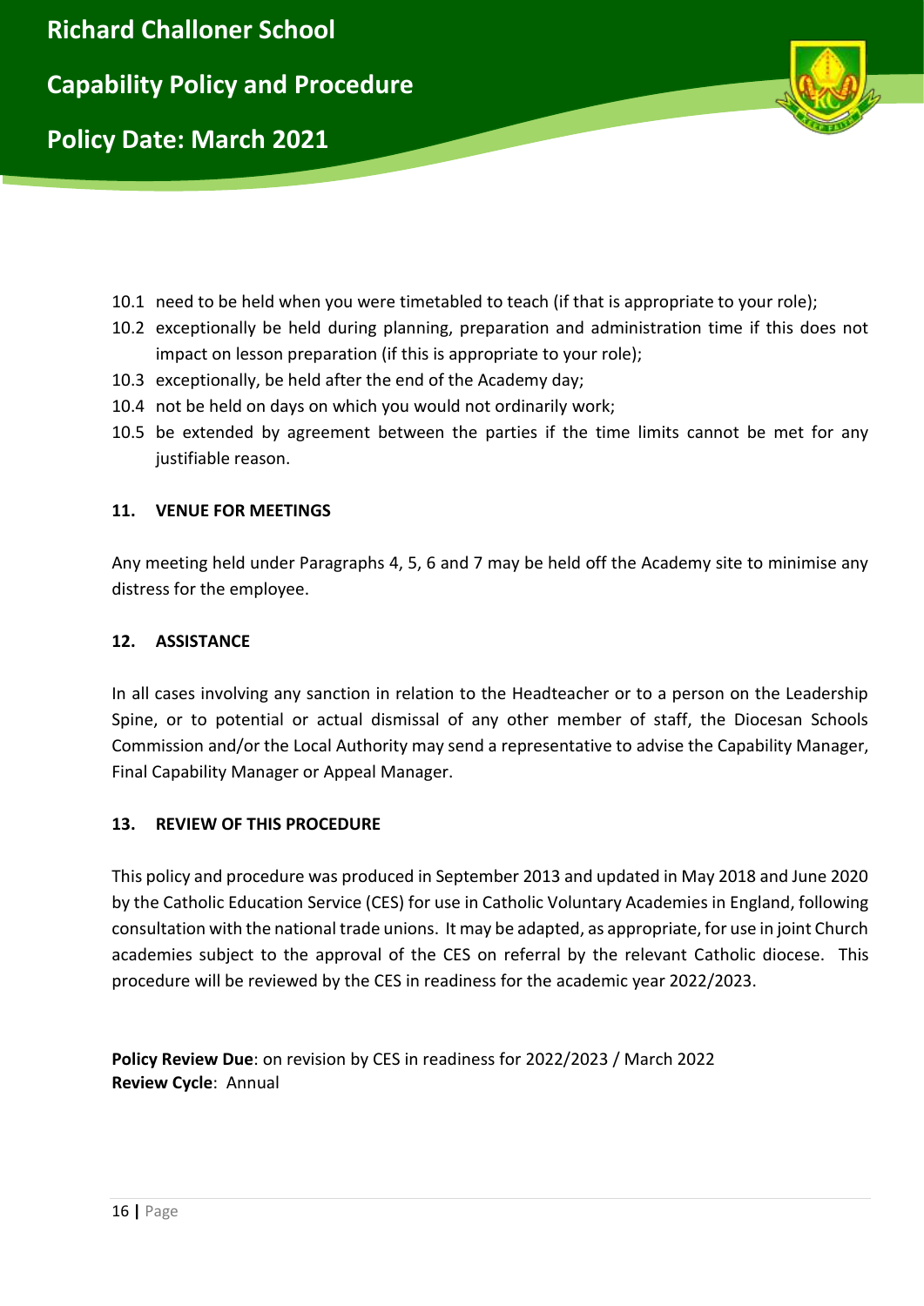10.1 need to be held when you were timetabled to teach (if that is appropriate to your role);
10.2 exceptionally be held during planning, preparation and administration time if this does not impact on lesson preparation (if this is appropriate to your role);
10.3 exceptionally, be held after the end of the Academy day;
10.4 not be held on days on which you would not ordinarily work;
10.5 be extended by agreement between the parties if the time limits cannot be met for any justifiable reason.

## 11. VENUE FOR MEETINGS

Any meeting held under Paragraphs 4, 5, 6 and 7 may be held off the Academy site to minimise any distress for the employee.

## 12. ASSISTANCE

In all cases involving any sanction in relation to the Headteacher or to a person on the Leadership Spine, or to potential or actual dismissal of any other member of staff, the Diocesan Schools Commission and/or the Local Authority may send a representative to advise the Capability Manager, Final Capability Manager or Appeal Manager.

## 13. REVIEW OF THIS PROCEDURE

This policy and procedure was produced in September 2013 and updated in May 2018 and June 2020 by the Catholic Education Service (CES) for use in Catholic Voluntary Academies in England, following consultation with the national trade unions. It may be adapted, as appropriate, for use in joint Church academies subject to the approval of the CES on referral by the relevant Catholic diocese. This procedure will be reviewed by the CES in readiness for the academic year 2022/2023.

**Policy Review Due**: on revision by CES in readiness for 2022/2023 / March 2022
**Review Cycle**: Annual